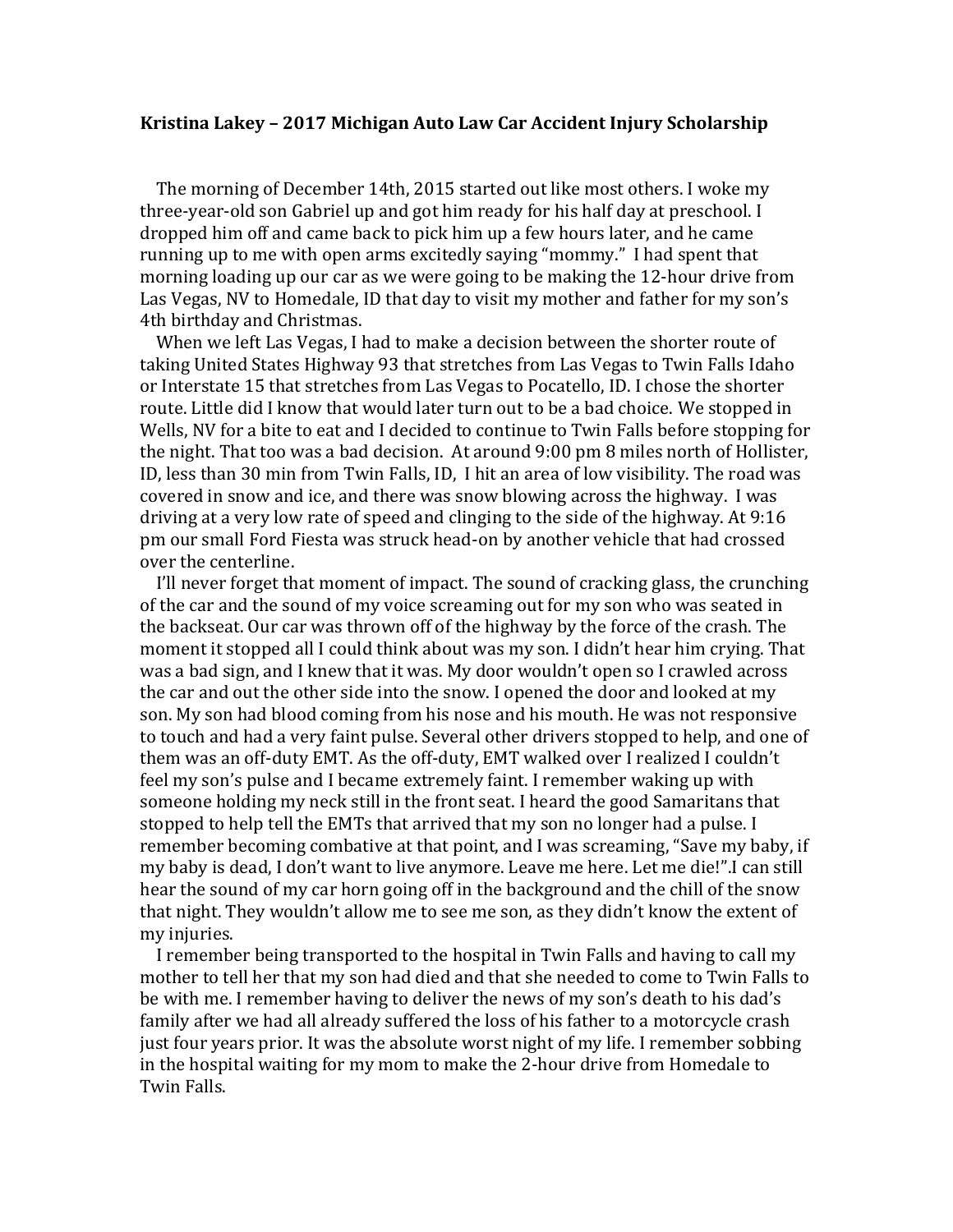**Kristina Lakey – 2017 Michigan Auto Law Car Accident Injury Scholarship**

The morning of December 14th, 2015 started out like most others. I woke my three-year-old son Gabriel up and got him ready for his half day at preschool. I dropped him off and came back to pick him up a few hours later, and he came running up to me with open arms excitedly saying "mommy." I had spent that morning loading up our car as we were going to be making the 12-hour drive from Las Vegas, NV to Homedale, ID that day to visit my mother and father for my son's 4th birthday and Christmas.

When we left Las Vegas, I had to make a decision between the shorter route of taking United States Highway 93 that stretches from Las Vegas to Twin Falls Idaho or Interstate 15 that stretches from Las Vegas to Pocatello, ID. I chose the shorter route. Little did I know that would later turn out to be a bad choice. We stopped in Wells, NV for a bite to eat and I decided to continue to Twin Falls before stopping for the night. That too was a bad decision. At around 9:00 pm 8 miles north of Hollister, ID, less than 30 min from Twin Falls, ID, I hit an area of low visibility. The road was covered in snow and ice, and there was snow blowing across the highway. I was driving at a very low rate of speed and clinging to the side of the highway. At 9:16 pm our small Ford Fiesta was struck head-on by another vehicle that had crossed over the centerline.

I'll never forget that moment of impact. The sound of cracking glass, the crunching of the car and the sound of my voice screaming out for my son who was seated in the backseat. Our car was thrown off of the highway by the force of the crash. The moment it stopped all I could think about was my son. I didn't hear him crying. That was a bad sign, and I knew that it was. My door wouldn't open so I crawled across the car and out the other side into the snow. I opened the door and looked at my son. My son had blood coming from his nose and his mouth. He was not responsive to touch and had a very faint pulse. Several other drivers stopped to help, and one of them was an off-duty EMT. As the off-duty, EMT walked over I realized I couldn't feel my son's pulse and I became extremely faint. I remember waking up with someone holding my neck still in the front seat. I heard the good Samaritans that stopped to help tell the EMTs that arrived that my son no longer had a pulse. I remember becoming combative at that point, and I was screaming, "Save my baby, if my baby is dead, I don't want to live anymore. Leave me here. Let me die!".I can still hear the sound of my car horn going off in the background and the chill of the snow that night. They wouldn't allow me to see me son, as they didn't know the extent of my injuries.

I remember being transported to the hospital in Twin Falls and having to call my mother to tell her that my son had died and that she needed to come to Twin Falls to be with me. I remember having to deliver the news of my son's death to his dad's family after we had all already suffered the loss of his father to a motorcycle crash just four years prior. It was the absolute worst night of my life. I remember sobbing in the hospital waiting for my mom to make the 2-hour drive from Homedale to Twin Falls.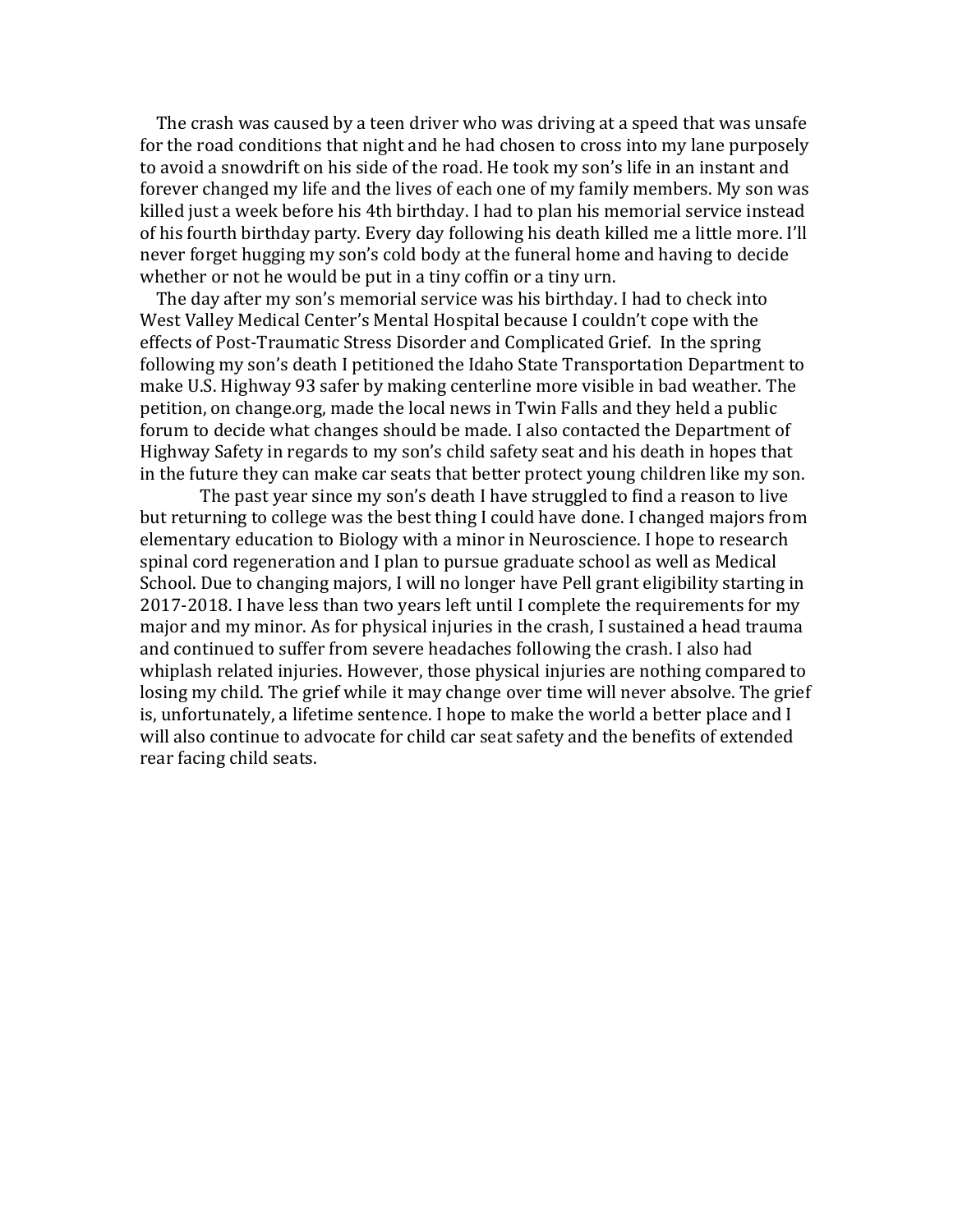The crash was caused by a teen driver who was driving at a speed that was unsafe for the road conditions that night and he had chosen to cross into my lane purposely to avoid a snowdrift on his side of the road. He took my son's life in an instant and forever changed my life and the lives of each one of my family members. My son was killed just a week before his 4th birthday. I had to plan his memorial service instead of his fourth birthday party. Every day following his death killed me a little more. I'll never forget hugging my son's cold body at the funeral home and having to decide whether or not he would be put in a tiny coffin or a tiny urn.

The day after my son's memorial service was his birthday. I had to check into West Valley Medical Center's Mental Hospital because I couldn't cope with the effects of Post-Traumatic Stress Disorder and Complicated Grief. In the spring following my son's death I petitioned the Idaho State Transportation Department to make U.S. Highway 93 safer by making centerline more visible in bad weather. The petition, on change.org, made the local news in Twin Falls and they held a public forum to decide what changes should be made. I also contacted the Department of Highway Safety in regards to my son's child safety seat and his death in hopes that in the future they can make car seats that better protect young children like my son.

The past year since my son's death I have struggled to find a reason to live but returning to college was the best thing I could have done. I changed majors from elementary education to Biology with a minor in Neuroscience. I hope to research spinal cord regeneration and I plan to pursue graduate school as well as Medical School. Due to changing majors, I will no longer have Pell grant eligibility starting in 2017-2018. I have less than two years left until I complete the requirements for my major and my minor. As for physical injuries in the crash, I sustained a head trauma and continued to suffer from severe headaches following the crash. I also had whiplash related injuries. However, those physical injuries are nothing compared to losing my child. The grief while it may change over time will never absolve. The grief is, unfortunately, a lifetime sentence. I hope to make the world a better place and I will also continue to advocate for child car seat safety and the benefits of extended rear facing child seats.